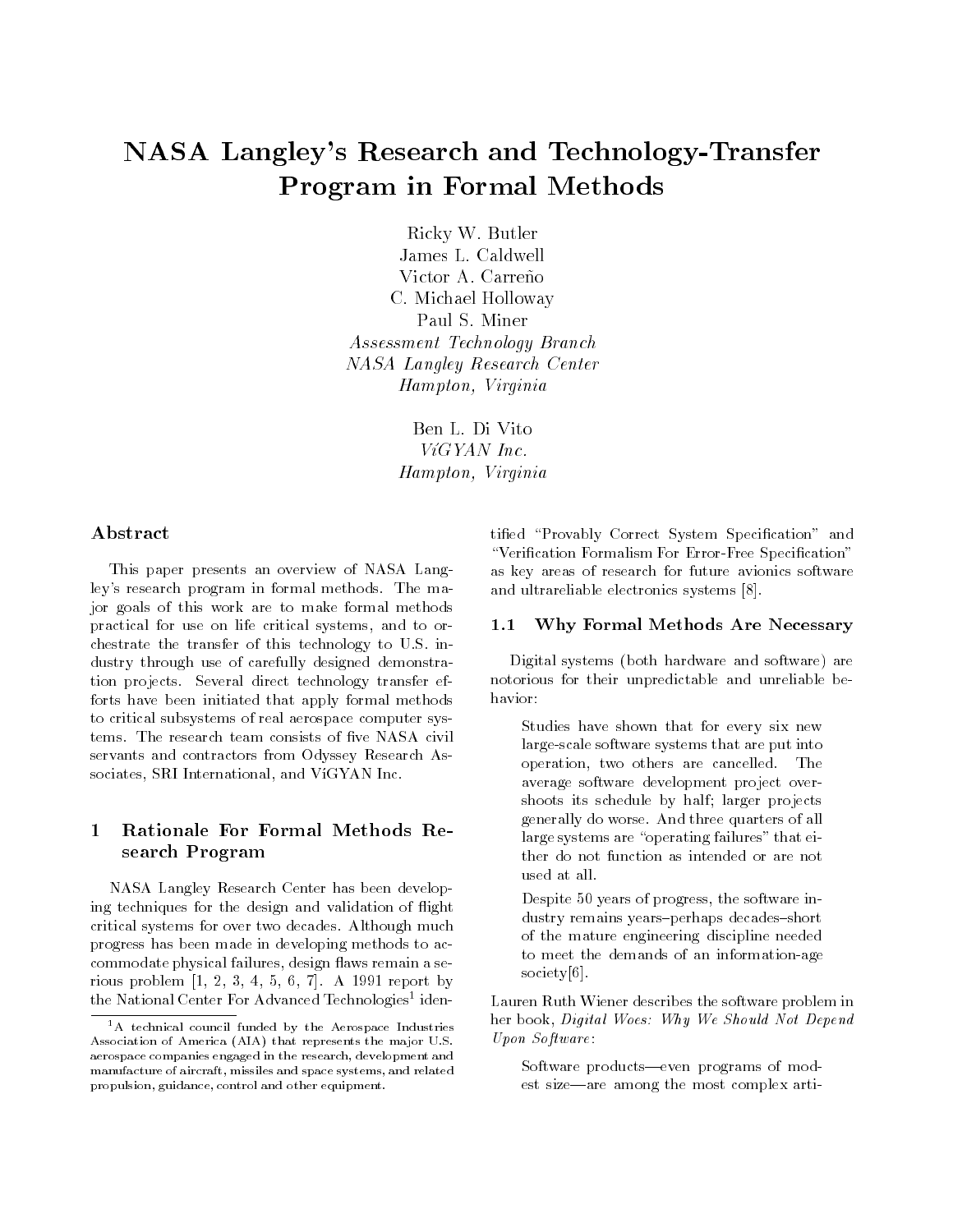# NASA Langley's Research and Technology-Transfer Program in Formal Methods

Ricky W. Butler
James L. Caldwell
Victor A. Carreño
C. Michael Holloway
Paul S. Miner
*Assessment Technology Branch*
*NASA Langley Research Center*
*Hampton, Virginia*

Ben L. Di Vito
*ViGYAN Inc.*
*Hampton, Virginia*

## Abstract

This paper presents an overview of NASA Langley's research program in formal methods. The major goals of this work are to make formal methods practical for use on life critical systems, and to orchestrate the transfer of this technology to U.S. industry through use of carefully designed demonstration projects. Several direct technology transfer efforts have been initiated that apply formal methods to critical subsystems of real aerospace computer systems. The research team consists of five NASA civil servants and contractors from Odyssey Research Associates, SRI International, and ViGYAN Inc.

## 1 Rationale For Formal Methods Research Program

NASA Langley Research Center has been developing techniques for the design and validation of flight critical systems for over two decades. Although much progress has been made in developing methods to accommodate physical failures, design flaws remain a serious problem [1, 2, 3, 4, 5, 6, 7]. A 1991 report by the National Center For Advanced Technologies[1] identified "Provably Correct System Specification" and "Verification Formalism For Error-Free Specification" as key areas of research for future avionics software and ultrareliable electronics systems [8].

### 1.1 Why Formal Methods Are Necessary

Digital systems (both hardware and software) are notorious for their unpredictable and unreliable behavior:

> Studies have shown that for every six new large-scale software systems that are put into operation, two others are cancelled. The average software development project overshoots its schedule by half; larger projects generally do worse. And three quarters of all large systems are "operating failures" that either do not function as intended or are not used at all.
>
> Despite 50 years of progress, the software industry remains years–perhaps decades–short of the mature engineering discipline needed to meet the demands of an information-age society[6].

Lauren Ruth Wiener describes the software problem in her book, *Digital Woes: Why We Should Not Depend Upon Software*:

> Software products—even programs of modest size—are among the most complex arti-

[1] A technical council funded by the Aerospace Industries Association of America (AIA) that represents the major U.S. aerospace companies engaged in the research, development and manufacture of aircraft, missiles and space systems, and related propulsion, guidance, control and other equipment.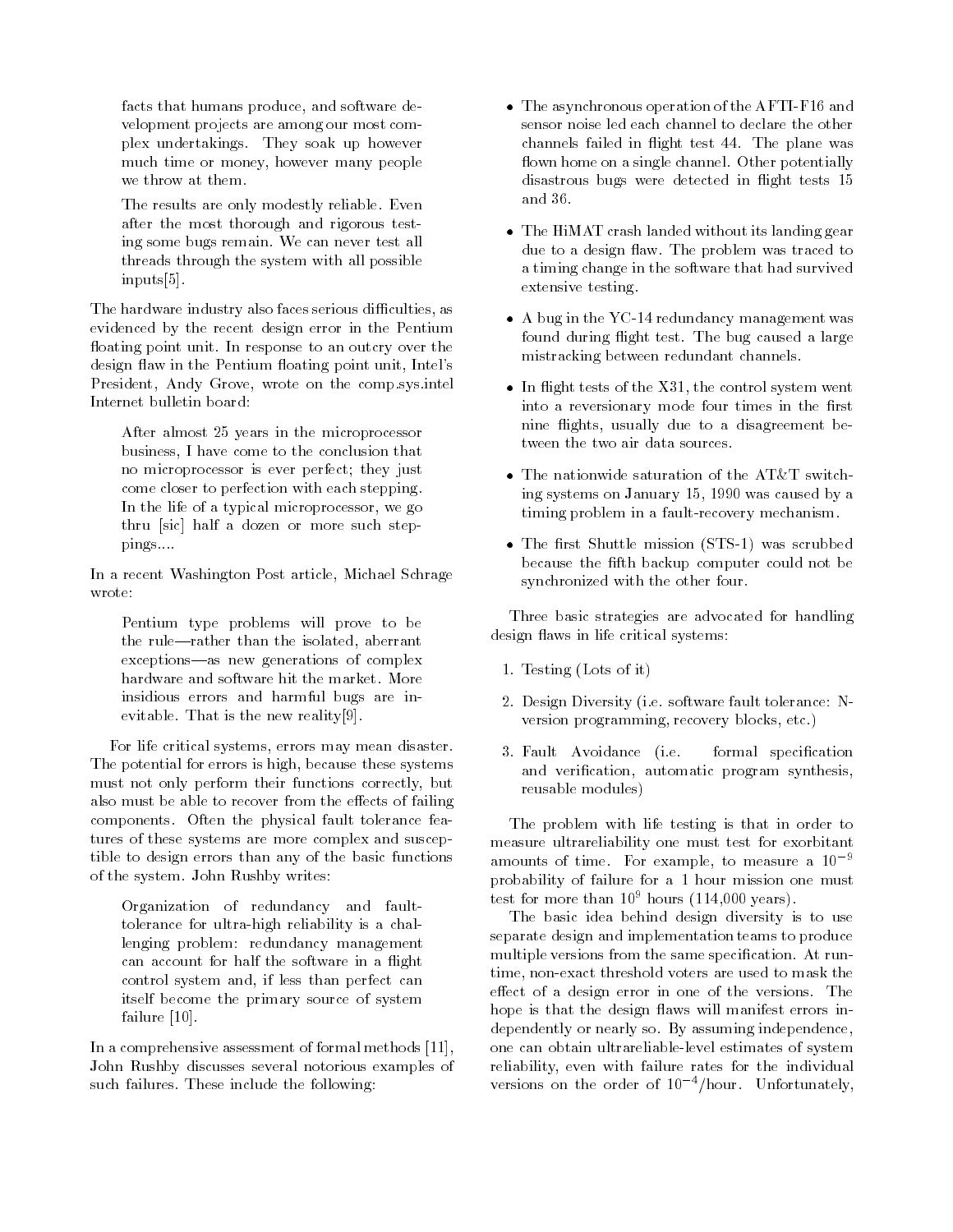facts that humans produce, and software development projects are among our most complex undertakings. They soak up however much time or money, however many people we throw at them.

> The results are only modestly reliable. Even after the most thorough and rigorous testing some bugs remain. We can never test all threads through the system with all possible inputs[5].

The hardware industry also faces serious difficulties, as evidenced by the recent design error in the Pentium floating point unit. In response to an outcry over the design flaw in the Pentium floating point unit, Intel's President, Andy Grove, wrote on the comp.sys.intel Internet bulletin board:

> After almost 25 years in the microprocessor business, I have come to the conclusion that no microprocessor is ever perfect; they just come closer to perfection with each stepping. In the life of a typical microprocessor, we go thru [sic] half a dozen or more such steppings....

In a recent Washington Post article, Michael Schrage wrote:

> Pentium type problems will prove to be the rule—rather than the isolated, aberrant exceptions—as new generations of complex hardware and software hit the market. More insidious errors and harmful bugs are inevitable. That is the new reality[9].

For life critical systems, errors may mean disaster. The potential for errors is high, because these systems must not only perform their functions correctly, but also must be able to recover from the effects of failing components. Often the physical fault tolerance features of these systems are more complex and susceptible to design errors than any of the basic functions of the system. John Rushby writes:

> Organization of redundancy and fault-tolerance for ultra-high reliability is a challenging problem: redundancy management can account for half the software in a flight control system and, if less than perfect can itself become the primary source of system failure [10].

In a comprehensive assessment of formal methods [11], John Rushby discusses several notorious examples of such failures. These include the following:

- The asynchronous operation of the AFTI-F16 and sensor noise led each channel to declare the other channels failed in flight test 44. The plane was flown home on a single channel. Other potentially disastrous bugs were detected in flight tests 15 and 36.
- The HiMAT crash landed without its landing gear due to a design flaw. The problem was traced to a timing change in the software that had survived extensive testing.
- A bug in the YC-14 redundancy management was found during flight test. The bug caused a large mistracking between redundant channels.
- In flight tests of the X31, the control system went into a reversionary mode four times in the first nine flights, usually due to a disagreement between the two air data sources.
- The nationwide saturation of the AT&T switching systems on January 15, 1990 was caused by a timing problem in a fault-recovery mechanism.
- The first Shuttle mission (STS-1) was scrubbed because the fifth backup computer could not be synchronized with the other four.

Three basic strategies are advocated for handling design flaws in life critical systems:

1. Testing (Lots of it)
2. Design Diversity (i.e. software fault tolerance: N-version programming, recovery blocks, etc.)
3. Fault Avoidance (i.e. formal specification and verification, automatic program synthesis, reusable modules)

The problem with life testing is that in order to measure ultrareliability one must test for exorbitant amounts of time. For example, to measure a $10^{-9}$ probability of failure for a 1 hour mission one must test for more than $10^{9}$ hours (114,000 years).

The basic idea behind design diversity is to use separate design and implementation teams to produce multiple versions from the same specification. At run-time, non-exact threshold voters are used to mask the effect of a design error in one of the versions. The hope is that the design flaws will manifest errors independently or nearly so. By assuming independence, one can obtain ultrareliable-level estimates of system reliability, even with failure rates for the individual versions on the order of $10^{-4}$/hour. Unfortunately,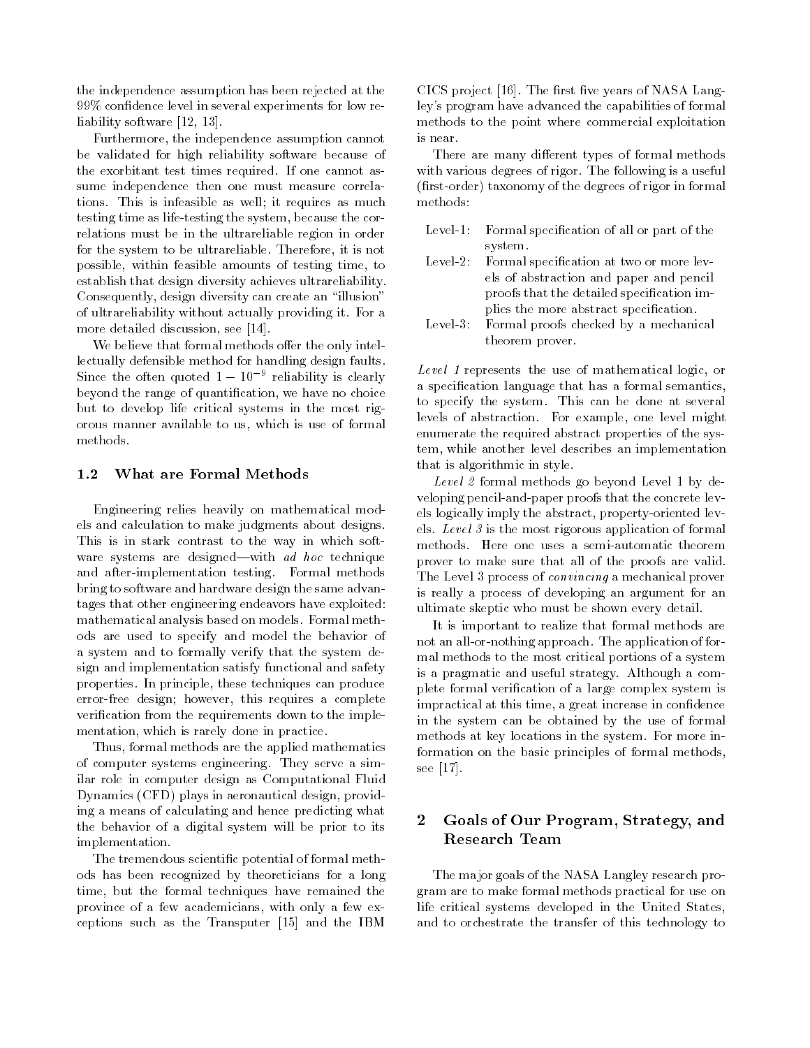the independence assumption has been rejected at the 99% confidence level in several experiments for low reliability software [12, 13].

Furthermore, the independence assumption cannot be validated for high reliability software because of the exorbitant test times required. If one cannot assume independence then one must measure correlations. This is infeasible as well; it requires as much testing time as life-testing the system, because the correlations must be in the ultrareliable region in order for the system to be ultrareliable. Therefore, it is not possible, within feasible amounts of testing time, to establish that design diversity achieves ultrareliability. Consequently, design diversity can create an "illusion" of ultrareliability without actually providing it. For a more detailed discussion, see [14].

We believe that formal methods offer the only intellectually defensible method for handling design faults. Since the often quoted $1 - 10^{-9}$ reliability is clearly beyond the range of quantification, we have no choice but to develop life critical systems in the most rigorous manner available to us, which is use of formal methods.

### 1.2 What are Formal Methods

Engineering relies heavily on mathematical models and calculation to make judgments about designs. This is in stark contrast to the way in which software systems are designed—with *ad hoc* technique and after-implementation testing. Formal methods bring to software and hardware design the same advantages that other engineering endeavors have exploited: mathematical analysis based on models. Formal methods are used to specify and model the behavior of a system and to formally verify that the system design and implementation satisfy functional and safety properties. In principle, these techniques can produce error-free design; however, this requires a complete verification from the requirements down to the implementation, which is rarely done in practice.

Thus, formal methods are the applied mathematics of computer systems engineering. They serve a similar role in computer design as Computational Fluid Dynamics (CFD) plays in aeronautical design, providing a means of calculating and hence predicting what the behavior of a digital system will be prior to its implementation.

The tremendous scientific potential of formal methods has been recognized by theoreticians for a long time, but the formal techniques have remained the province of a few academicians, with only a few exceptions such as the Transputer [15] and the IBM CICS project [16]. The first five years of NASA Langley's program have advanced the capabilities of formal methods to the point where commercial exploitation is near.

There are many different types of formal methods with various degrees of rigor. The following is a useful (first-order) taxonomy of the degrees of rigor in formal methods:

- Level-1: Formal specification of all or part of the system.
- Level-2: Formal specification at two or more levels of abstraction and paper and pencil proofs that the detailed specification implies the more abstract specification.
- Level-3: Formal proofs checked by a mechanical theorem prover.

*Level 1* represents the use of mathematical logic, or a specification language that has a formal semantics, to specify the system. This can be done at several levels of abstraction. For example, one level might enumerate the required abstract properties of the system, while another level describes an implementation that is algorithmic in style.

*Level 2* formal methods go beyond Level 1 by developing pencil-and-paper proofs that the concrete levels logically imply the abstract, property-oriented levels. *Level 3* is the most rigorous application of formal methods. Here one uses a semi-automatic theorem prover to make sure that all of the proofs are valid. The Level 3 process of *convincing* a mechanical prover is really a process of developing an argument for an ultimate skeptic who must be shown every detail.

It is important to realize that formal methods are not an all-or-nothing approach. The application of formal methods to the most critical portions of a system is a pragmatic and useful strategy. Although a complete formal verification of a large complex system is impractical at this time, a great increase in confidence in the system can be obtained by the use of formal methods at key locations in the system. For more information on the basic principles of formal methods, see [17].

## 2 Goals of Our Program, Strategy, and Research Team

The major goals of the NASA Langley research program are to make formal methods practical for use on life critical systems developed in the United States, and to orchestrate the transfer of this technology to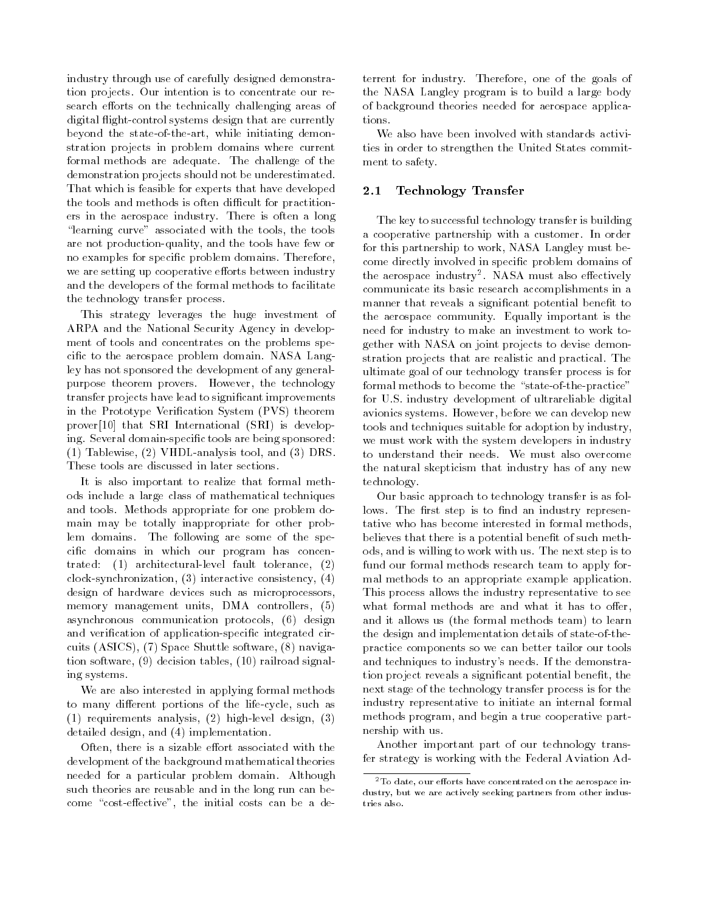industry through use of carefully designed demonstration projects. Our intention is to concentrate our research efforts on the technically challenging areas of digital flight-control systems design that are currently beyond the state-of-the-art, while initiating demonstration projects in problem domains where current formal methods are adequate. The challenge of the demonstration projects should not be underestimated. That which is feasible for experts that have developed the tools and methods is often difficult for practitioners in the aerospace industry. There is often a long "learning curve" associated with the tools, the tools are not production-quality, and the tools have few or no examples for specific problem domains. Therefore, we are setting up cooperative efforts between industry and the developers of the formal methods to facilitate the technology transfer process.

This strategy leverages the huge investment of ARPA and the National Security Agency in development of tools and concentrates on the problems specific to the aerospace problem domain. NASA Langley has not sponsored the development of any general-purpose theorem provers. However, the technology transfer projects have lead to significant improvements in the Prototype Verification System (PVS) theorem prover[10] that SRI International (SRI) is developing. Several domain-specific tools are being sponsored: (1) Tablewise, (2) VHDL-analysis tool, and (3) DRS. These tools are discussed in later sections.

It is also important to realize that formal methods include a large class of mathematical techniques and tools. Methods appropriate for one problem domain may be totally inappropriate for other problem domains. The following are some of the specific domains in which our program has concentrated: (1) architectural-level fault tolerance, (2) clock-synchronization, (3) interactive consistency, (4) design of hardware devices such as microprocessors, memory management units, DMA controllers, (5) asynchronous communication protocols, (6) design and verification of application-specific integrated circuits (ASICS), (7) Space Shuttle software, (8) navigation software, (9) decision tables, (10) railroad signaling systems.

We are also interested in applying formal methods to many different portions of the life-cycle, such as (1) requirements analysis, (2) high-level design, (3) detailed design, and (4) implementation.

Often, there is a sizable effort associated with the development of the background mathematical theories needed for a particular problem domain. Although such theories are reusable and in the long run can become "cost-effective", the initial costs can be a deterrent for industry. Therefore, one of the goals of the NASA Langley program is to build a large body of background theories needed for aerospace applications.

We also have been involved with standards activities in order to strengthen the United States commitment to safety.

## 2.1 Technology Transfer

The key to successful technology transfer is building a cooperative partnership with a customer. In order for this partnership to work, NASA Langley must become directly involved in specific problem domains of the aerospace industry[2]. NASA must also effectively communicate its basic research accomplishments in a manner that reveals a significant potential benefit to the aerospace community. Equally important is the need for industry to make an investment to work together with NASA on joint projects to devise demonstration projects that are realistic and practical. The ultimate goal of our technology transfer process is for formal methods to become the "state-of-the-practice" for U.S. industry development of ultrareliable digital avionics systems. However, before we can develop new tools and techniques suitable for adoption by industry, we must work with the system developers in industry to understand their needs. We must also overcome the natural skepticism that industry has of any new technology.

Our basic approach to technology transfer is as follows. The first step is to find an industry representative who has become interested in formal methods, believes that there is a potential benefit of such methods, and is willing to work with us. The next step is to fund our formal methods research team to apply formal methods to an appropriate example application. This process allows the industry representative to see what formal methods are and what it has to offer, and it allows us (the formal methods team) to learn the design and implementation details of state-of-the-practice components so we can better tailor our tools and techniques to industry's needs. If the demonstration project reveals a significant potential benefit, the next stage of the technology transfer process is for the industry representative to initiate an internal formal methods program, and begin a true cooperative partnership with us.

Another important part of our technology transfer strategy is working with the Federal Aviation Ad-

[2] To date, our efforts have concentrated on the aerospace industry, but we are actively seeking partners from other industries also.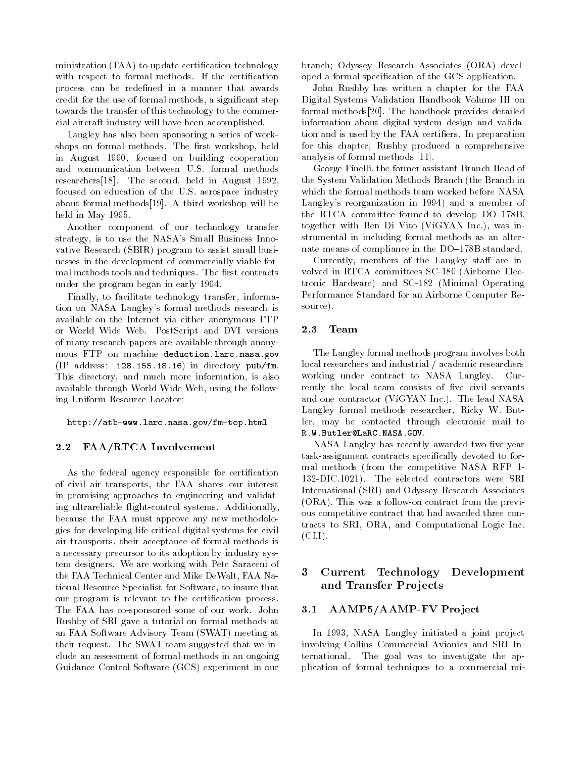ministration (FAA) to update certification technology with respect to formal methods. If the certification process can be redefined in a manner that awards credit for the use of formal methods, a significant step towards the transfer of this technology to the commercial aircraft industry will have been accomplished.

Langley has also been sponsoring a series of workshops on formal methods. The first workshop, held in August 1990, focused on building cooperation and communication between U.S. formal methods researchers[18]. The second, held in August 1992, focused on education of the U.S. aerospace industry about formal methods[19]. A third workshop will be held in May 1995.

Another component of our technology transfer strategy, is to use the NASA's Small Business Innovative Research (SBIR) program to assist small businesses in the development of commercially viable formal methods tools and techniques. The first contracts under the program began in early 1994.

Finally, to facilitate technology transfer, information on NASA Langley's formal methods research is available on the Internet via either anonymous FTP or World Wide Web. PostScript and DVI versions of many research papers are available through anonymous FTP on machine `deduction.larc.nasa.gov` (IP address: `128.155.18.16`) in directory `pub/fm`. This directory, and much more information, is also available through World Wide Web, using the following Uniform Resource Locator:

`http://atb-www.larc.nasa.gov/fm-top.html`

### 2.2 FAA/RTCA Involvement

As the federal agency responsible for certification of civil air transports, the FAA shares our interest in promising approaches to engineering and validating ultrareliable flight-control systems. Additionally, because the FAA must approve any new methodologies for developing life critical digital systems for civil air transports, their acceptance of formal methods is a necessary precursor to its adoption by industry system designers. We are working with Pete Saraceni of the FAA Technical Center and Mike DeWalt, FAA National Resource Specialist for Software, to insure that our program is relevant to the certification process. The FAA has co-sponsored some of our work. John Rushby of SRI gave a tutorial on formal methods at an FAA Software Advisory Team (SWAT) meeting at their request. The SWAT team suggested that we include an assessment of formal methods in an ongoing Guidance Control Software (GCS) experiment in our branch; Odyssey Research Associates (ORA) developed a formal specification of the GCS application.

John Rushby has written a chapter for the FAA Digital Systems Validation Handbook Volume III on formal methods[20]. The handbook provides detailed information about digital system design and validation and is used by the FAA certifiers. In preparation for this chapter, Rushby produced a comprehensive analysis of formal methods [11].

George Finelli, the former assistant Branch Head of the System Validation Methods Branch (the Branch in which the formal methods team worked before NASA Langley's reorganization in 1994) and a member of the RTCA committee formed to develop DO–178B, together with Ben Di Vito (VíGYAN Inc.), was instrumental in including formal methods as an alternate means of compliance in the DO–178B standard.

Currently, members of the Langley staff are involved in RTCA committees SC-180 (Airborne Electronic Hardware) and SC-182 (Minimal Operating Performance Standard for an Airborne Computer Resource).

### 2.3 Team

The Langley formal methods program involves both local researchers and industrial / academic researchers working under contract to NASA Langley. Currently the local team consists of five civil servants and one contractor (VíGYAN Inc.). The lead NASA Langley formal methods researcher, Ricky W. Butler, may be contacted through electronic mail to `R.W.Butler@LaRC.NASA.GOV`.

NASA Langley has recently awarded two five-year task-assignment contracts specifically devoted to formal methods (from the competitive NASA RFP 1-132-DIC.1021). The selected contractors were SRI International (SRI) and Odyssey Research Associates (ORA). This was a follow-on contract from the previous competitive contract that had awarded three contracts to SRI, ORA, and Computational Logic Inc. (CLI).

## 3 Current Technology Development and Transfer Projects

### 3.1 AAMP5/AAMP-FV Project

In 1993, NASA Langley initiated a joint project involving Collins Commercial Avionics and SRI International. The goal was to investigate the application of formal techniques to a commercial mi-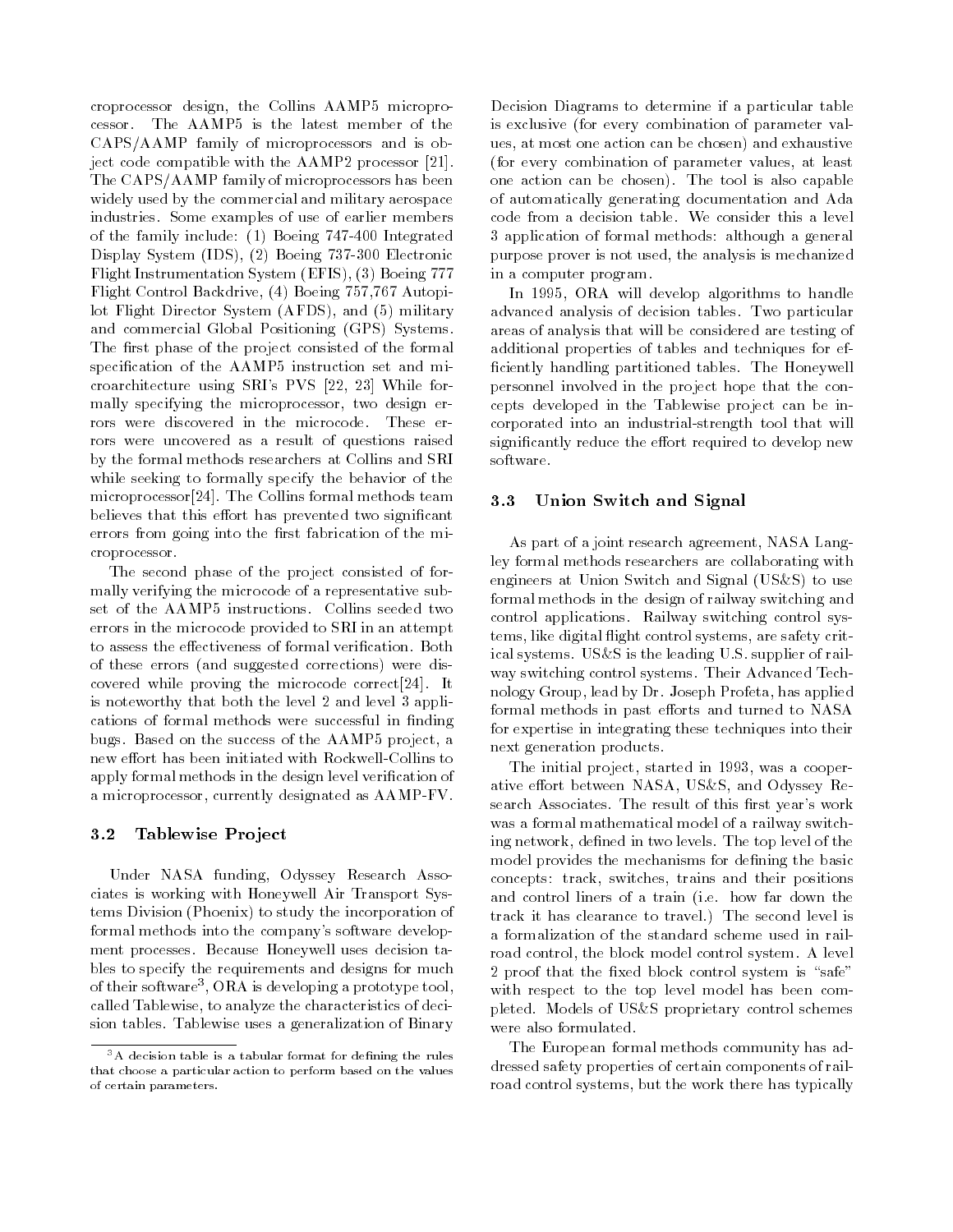croprocessor design, the Collins AAMP5 microprocessor. The AAMP5 is the latest member of the CAPS/AAMP family of microprocessors and is object code compatible with the AAMP2 processor [21]. The CAPS/AAMP family of microprocessors has been widely used by the commercial and military aerospace industries. Some examples of use of earlier members of the family include: (1) Boeing 747-400 Integrated Display System (IDS), (2) Boeing 737-300 Electronic Flight Instrumentation System (EFIS), (3) Boeing 777 Flight Control Backdrive, (4) Boeing 757,767 Autopilot Flight Director System (AFDS), and (5) military and commercial Global Positioning (GPS) Systems. The first phase of the project consisted of the formal specification of the AAMP5 instruction set and microarchitecture using SRI's PVS [22, 23] While formally specifying the microprocessor, two design errors were discovered in the microcode. These errors were uncovered as a result of questions raised by the formal methods researchers at Collins and SRI while seeking to formally specify the behavior of the microprocessor[24]. The Collins formal methods team believes that this effort has prevented two significant errors from going into the first fabrication of the microprocessor.

The second phase of the project consisted of formally verifying the microcode of a representative subset of the AAMP5 instructions. Collins seeded two errors in the microcode provided to SRI in an attempt to assess the effectiveness of formal verification. Both of these errors (and suggested corrections) were discovered while proving the microcode correct[24]. It is noteworthy that both the level 2 and level 3 applications of formal methods were successful in finding bugs. Based on the success of the AAMP5 project, a new effort has been initiated with Rockwell-Collins to apply formal methods in the design level verification of a microprocessor, currently designated as AAMP-FV.

### 3.2 Tablewise Project

Under NASA funding, Odyssey Research Associates is working with Honeywell Air Transport Systems Division (Phoenix) to study the incorporation of formal methods into the company's software development processes. Because Honeywell uses decision tables to specify the requirements and designs for much of their software[3], ORA is developing a prototype tool, called Tablewise, to analyze the characteristics of decision tables. Tablewise uses a generalization of Binary Decision Diagrams to determine if a particular table is exclusive (for every combination of parameter values, at most one action can be chosen) and exhaustive (for every combination of parameter values, at least one action can be chosen). The tool is also capable of automatically generating documentation and Ada code from a decision table. We consider this a level 3 application of formal methods: although a general purpose prover is not used, the analysis is mechanized in a computer program.

In 1995, ORA will develop algorithms to handle advanced analysis of decision tables. Two particular areas of analysis that will be considered are testing of additional properties of tables and techniques for efficiently handling partitioned tables. The Honeywell personnel involved in the project hope that the concepts developed in the Tablewise project can be incorporated into an industrial-strength tool that will significantly reduce the effort required to develop new software.

### 3.3 Union Switch and Signal

As part of a joint research agreement, NASA Langley formal methods researchers are collaborating with engineers at Union Switch and Signal (US&S) to use formal methods in the design of railway switching and control applications. Railway switching control systems, like digital flight control systems, are safety critical systems. US&S is the leading U.S. supplier of railway switching control systems. Their Advanced Technology Group, lead by Dr. Joseph Profeta, has applied formal methods in past efforts and turned to NASA for expertise in integrating these techniques into their next generation products.

The initial project, started in 1993, was a cooperative effort between NASA, US&S, and Odyssey Research Associates. The result of this first year's work was a formal mathematical model of a railway switching network, defined in two levels. The top level of the model provides the mechanisms for defining the basic concepts: track, switches, trains and their positions and control liners of a train (i.e. how far down the track it has clearance to travel.) The second level is a formalization of the standard scheme used in railroad control, the block model control system. A level 2 proof that the fixed block control system is "safe" with respect to the top level model has been completed. Models of US&S proprietary control schemes were also formulated.

The European formal methods community has addressed safety properties of certain components of railroad control systems, but the work there has typically

[3] A decision table is a tabular format for defining the rules that choose a particular action to perform based on the values of certain parameters.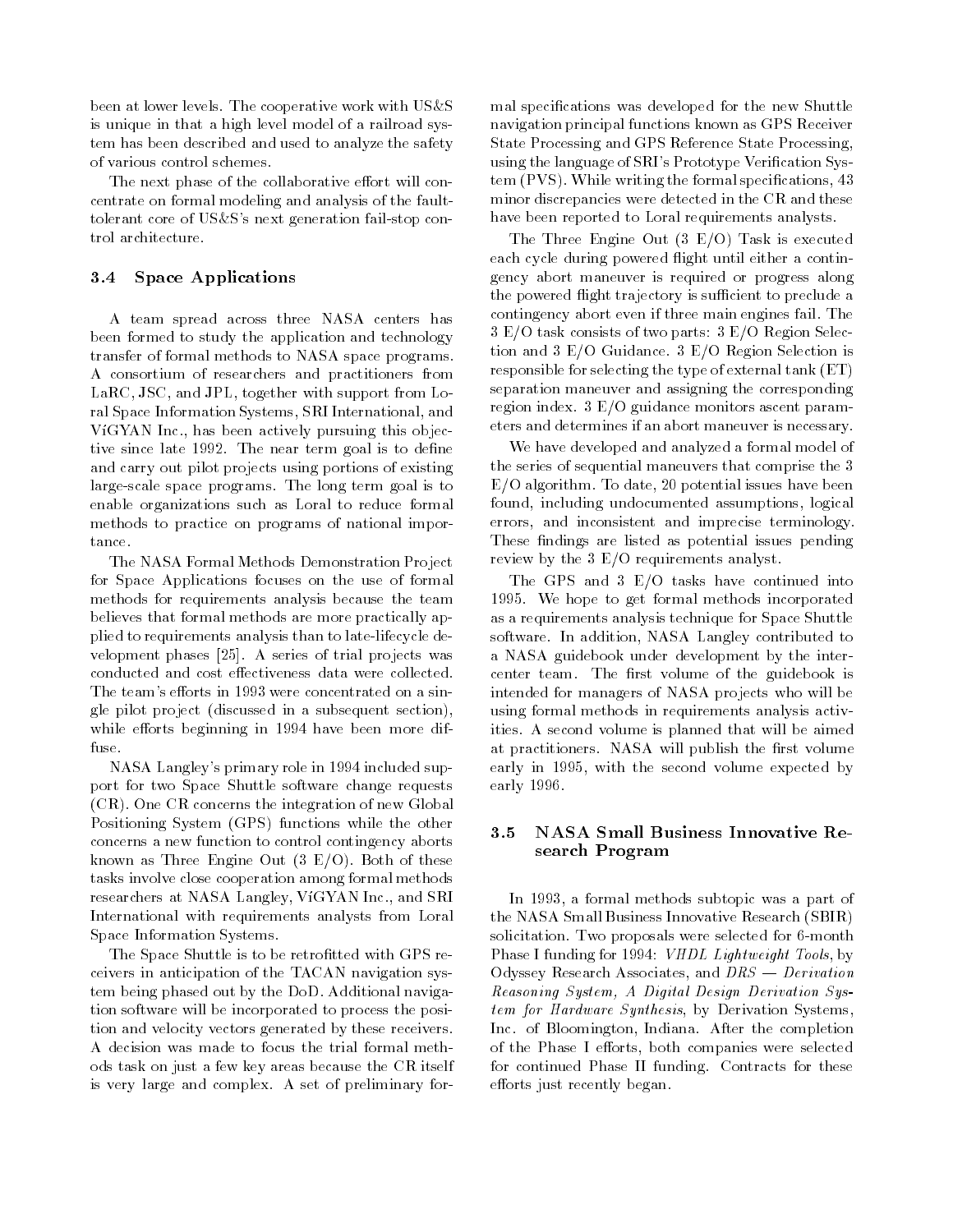been at lower levels. The cooperative work with US&S is unique in that a high level model of a railroad system has been described and used to analyze the safety of various control schemes.

The next phase of the collaborative effort will concentrate on formal modeling and analysis of the fault-tolerant core of US&S's next generation fail-stop control architecture.

### 3.4 Space Applications

A team spread across three NASA centers has been formed to study the application and technology transfer of formal methods to NASA space programs. A consortium of researchers and practitioners from LaRC, JSC, and JPL, together with support from Loral Space Information Systems, SRI International, and ViGYAN Inc., has been actively pursuing this objective since late 1992. The near term goal is to define and carry out pilot projects using portions of existing large-scale space programs. The long term goal is to enable organizations such as Loral to reduce formal methods to practice on programs of national importance.

The NASA Formal Methods Demonstration Project for Space Applications focuses on the use of formal methods for requirements analysis because the team believes that formal methods are more practically applied to requirements analysis than to late-lifecycle development phases [25]. A series of trial projects was conducted and cost effectiveness data were collected. The team's efforts in 1993 were concentrated on a single pilot project (discussed in a subsequent section), while efforts beginning in 1994 have been more diffuse.

NASA Langley's primary role in 1994 included support for two Space Shuttle software change requests (CR). One CR concerns the integration of new Global Positioning System (GPS) functions while the other concerns a new function to control contingency aborts known as Three Engine Out (3 E/O). Both of these tasks involve close cooperation among formal methods researchers at NASA Langley, ViGYAN Inc., and SRI International with requirements analysts from Loral Space Information Systems.

The Space Shuttle is to be retrofitted with GPS receivers in anticipation of the TACAN navigation system being phased out by the DoD. Additional navigation software will be incorporated to process the position and velocity vectors generated by these receivers. A decision was made to focus the trial formal methods task on just a few key areas because the CR itself is very large and complex. A set of preliminary formal specifications was developed for the new Shuttle navigation principal functions known as GPS Receiver State Processing and GPS Reference State Processing, using the language of SRI's Prototype Verification System (PVS). While writing the formal specifications, 43 minor discrepancies were detected in the CR and these have been reported to Loral requirements analysts.

The Three Engine Out (3 E/O) Task is executed each cycle during powered flight until either a contingency abort maneuver is required or progress along the powered flight trajectory is sufficient to preclude a contingency abort even if three main engines fail. The 3 E/O task consists of two parts: 3 E/O Region Selection and 3 E/O Guidance. 3 E/O Region Selection is responsible for selecting the type of external tank (ET) separation maneuver and assigning the corresponding region index. 3 E/O guidance monitors ascent parameters and determines if an abort maneuver is necessary.

We have developed and analyzed a formal model of the series of sequential maneuvers that comprise the 3 E/O algorithm. To date, 20 potential issues have been found, including undocumented assumptions, logical errors, and inconsistent and imprecise terminology. These findings are listed as potential issues pending review by the 3 E/O requirements analyst.

The GPS and 3 E/O tasks have continued into 1995. We hope to get formal methods incorporated as a requirements analysis technique for Space Shuttle software. In addition, NASA Langley contributed to a NASA guidebook under development by the intercenter team. The first volume of the guidebook is intended for managers of NASA projects who will be using formal methods in requirements analysis activities. A second volume is planned that will be aimed at practitioners. NASA will publish the first volume early in 1995, with the second volume expected by early 1996.

### 3.5 NASA Small Business Innovative Research Program

In 1993, a formal methods subtopic was a part of the NASA Small Business Innovative Research (SBIR) solicitation. Two proposals were selected for 6-month Phase I funding for 1994: *VHDL Lightweight Tools*, by Odyssey Research Associates, and *DRS — Derivation Reasoning System, A Digital Design Derivation System for Hardware Synthesis*, by Derivation Systems, Inc. of Bloomington, Indiana. After the completion of the Phase I efforts, both companies were selected for continued Phase II funding. Contracts for these efforts just recently began.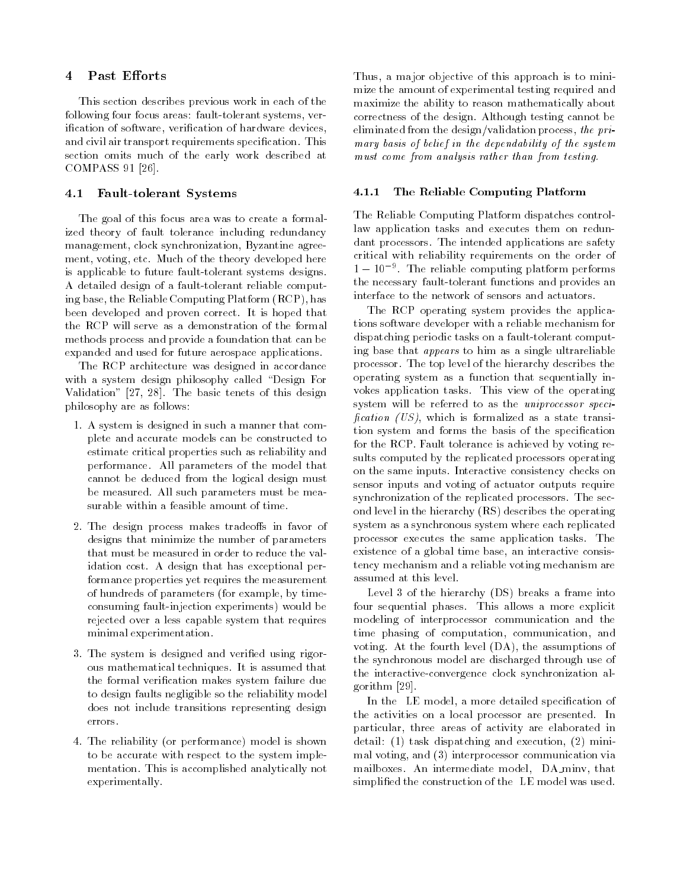## 4 Past Efforts

This section describes previous work in each of the following four focus areas: fault-tolerant systems, verification of software, verification of hardware devices, and civil air transport requirements specification. This section omits much of the early work described at COMPASS 91 [26].

### 4.1 Fault-tolerant Systems

The goal of this focus area was to create a formalized theory of fault tolerance including redundancy management, clock synchronization, Byzantine agreement, voting, etc. Much of the theory developed here is applicable to future fault-tolerant systems designs. A detailed design of a fault-tolerant reliable computing base, the Reliable Computing Platform (RCP), has been developed and proven correct. It is hoped that the RCP will serve as a demonstration of the formal methods process and provide a foundation that can be expanded and used for future aerospace applications.

The RCP architecture was designed in accordance with a system design philosophy called "Design For Validation" [27, 28]. The basic tenets of this design philosophy are as follows:

1. A system is designed in such a manner that complete and accurate models can be constructed to estimate critical properties such as reliability and performance. All parameters of the model that cannot be deduced from the logical design must be measured. All such parameters must be measurable within a feasible amount of time.
2. The design process makes tradeoffs in favor of designs that minimize the number of parameters that must be measured in order to reduce the validation cost. A design that has exceptional performance properties yet requires the measurement of hundreds of parameters (for example, by time-consuming fault-injection experiments) would be rejected over a less capable system that requires minimal experimentation.
3. The system is designed and verified using rigorous mathematical techniques. It is assumed that the formal verification makes system failure due to design faults negligible so the reliability model does not include transitions representing design errors.
4. The reliability (or performance) model is shown to be accurate with respect to the system implementation. This is accomplished analytically not experimentally.

Thus, a major objective of this approach is to minimize the amount of experimental testing required and maximize the ability to reason mathematically about correctness of the design. Although testing cannot be eliminated from the design/validation process, *the primary basis of belief in the dependability of the system must come from analysis rather than from testing.*

#### 4.1.1 The Reliable Computing Platform

The Reliable Computing Platform dispatches control-law application tasks and executes them on redundant processors. The intended applications are safety critical with reliability requirements on the order of $1 - 10^{-9}$. The reliable computing platform performs the necessary fault-tolerant functions and provides an interface to the network of sensors and actuators.

The RCP operating system provides the applications software developer with a reliable mechanism for dispatching periodic tasks on a fault-tolerant computing base that *appears* to him as a single ultrareliable processor. The top level of the hierarchy describes the operating system as a function that sequentially invokes application tasks. This view of the operating system will be referred to as the *uniprocessor specification (US)*, which is formalized as a state transition system and forms the basis of the specification for the RCP. Fault tolerance is achieved by voting results computed by the replicated processors operating on the same inputs. Interactive consistency checks on sensor inputs and voting of actuator outputs require synchronization of the replicated processors. The second level in the hierarchy (RS) describes the operating system as a synchronous system where each replicated processor executes the same application tasks. The existence of a global time base, an interactive consistency mechanism and a reliable voting mechanism are assumed at this level.

Level 3 of the hierarchy (DS) breaks a frame into four sequential phases. This allows a more explicit modeling of interprocessor communication and the time phasing of computation, communication, and voting. At the fourth level (DA), the assumptions of the synchronous model are discharged through use of the interactive-convergence clock synchronization algorithm [29].

In the LE model, a more detailed specification of the activities on a local processor are presented. In particular, three areas of activity are elaborated in detail: (1) task dispatching and execution, (2) minimal voting, and (3) interprocessor communication via mailboxes. An intermediate model, DA_minv, that simplified the construction of the LE model was used.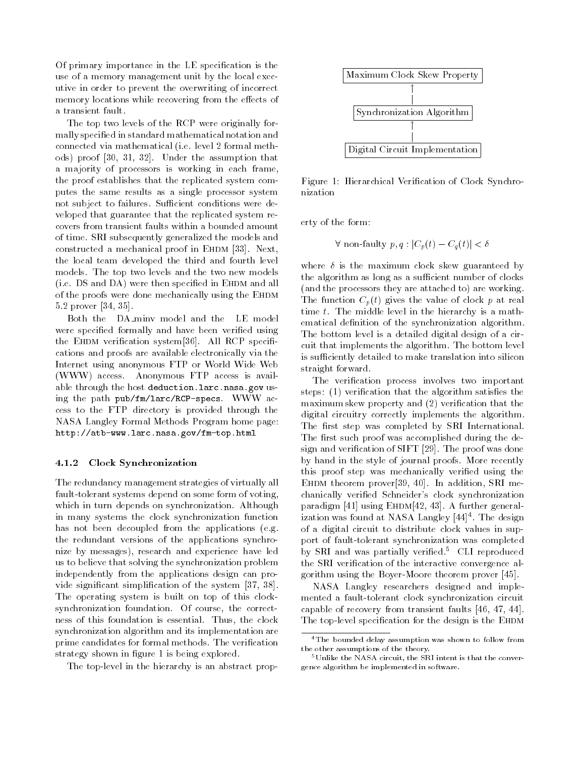Of primary importance in the LE specification is the use of a memory management unit by the local executive in order to prevent the overwriting of incorrect memory locations while recovering from the effects of a transient fault.

The top two levels of the RCP were originally formally specified in standard mathematical notation and connected via mathematical (i.e. level 2 formal methods) proof [30, 31, 32]. Under the assumption that a majority of processors is working in each frame, the proof establishes that the replicated system computes the same results as a single processor system not subject to failures. Sufficient conditions were developed that guarantee that the replicated system recovers from transient faults within a bounded amount of time. SRI subsequently generalized the models and constructed a mechanical proof in EHDM [33]. Next, the local team developed the third and fourth level models. The top two levels and the two new models (i.e. DS and DA) were then specified in EHDM and all of the proofs were done mechanically using the EHDM 5.2 prover [34, 35].

Both the DA_minv model and the LE model were specified formally and have been verified using the EHDM verification system[36]. All RCP specifications and proofs are available electronically via the Internet using anonymous FTP or World Wide Web (WWW) access. Anonymous FTP access is available through the host `deduction.larc.nasa.gov` using the path `pub/fm/larc/RCP-specs`. WWW access to the FTP directory is provided through the NASA Langley Formal Methods Program home page: `http://atb-www.larc.nasa.gov/fm-top.html`

#### 4.1.2 Clock Synchronization

The redundancy management strategies of virtually all fault-tolerant systems depend on some form of voting, which in turn depends on synchronization. Although in many systems the clock synchronization function has not been decoupled from the applications (e.g. the redundant versions of the applications synchronize by messages), research and experience have led us to believe that solving the synchronization problem independently from the applications design can provide significant simplification of the system [37, 38]. The operating system is built on top of this clock-synchronization foundation. Of course, the correctness of this foundation is essential. Thus, the clock synchronization algorithm and its implementation are prime candidates for formal methods. The verification strategy shown in figure 1 is being explored.

The top-level in the hierarchy is an abstract property of the form:

Maximum Clock Skew Property
↑
Synchronization Algorithm
↑
Digital Circuit Implementation

Figure 1: Hierarchical Verification of Clock Synchronization

$$\forall \text{ non-faulty } p, q : |C_p(t) - C_q(t)| < \delta$$

where $\delta$ is the maximum clock skew guaranteed by the algorithm as long as a sufficient number of clocks (and the processors they are attached to) are working. The function $C_p(t)$ gives the value of clock $p$ at real time $t$. The middle level in the hierarchy is a mathematical definition of the synchronization algorithm. The bottom level is a detailed digital design of a circuit that implements the algorithm. The bottom level is sufficiently detailed to make translation into silicon straight forward.

The verification process involves two important steps: (1) verification that the algorithm satisfies the maximum skew property and (2) verification that the digital circuitry correctly implements the algorithm. The first step was completed by SRI International. The first such proof was accomplished during the design and verification of SIFT [29]. The proof was done by hand in the style of journal proofs. More recently this proof step was mechanically verified using the EHDM theorem prover[39, 40]. In addition, SRI mechanically verified Schneider's clock synchronization paradigm [41] using EHDM[42, 43]. A further generalization was found at NASA Langley [44][4]. The design of a digital circuit to distribute clock values in support of fault-tolerant synchronization was completed by SRI and was partially verified.[5] CLI reproduced the SRI verification of the interactive convergence algorithm using the Boyer-Moore theorem prover [45].

NASA Langley researchers designed and implemented a fault-tolerant clock synchronization circuit capable of recovery from transient faults [46, 47, 44]. The top-level specification for the design is the EHDM

[4] The bounded delay assumption was shown to follow from the other assumptions of the theory.

[5] Unlike the NASA circuit, the SRI intent is that the convergence algorithm be implemented in software.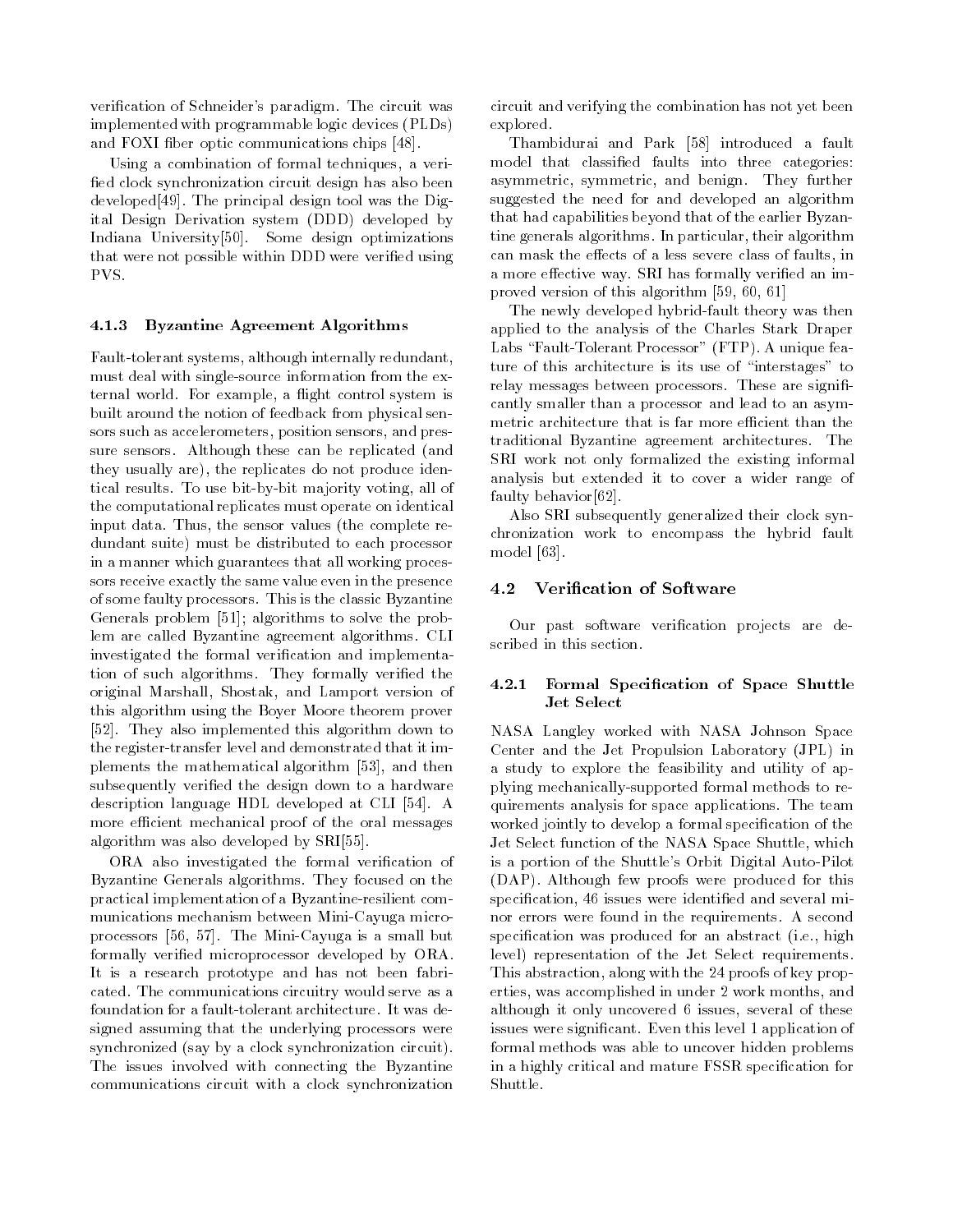verification of Schneider's paradigm. The circuit was implemented with programmable logic devices (PLDs) and FOXI fiber optic communications chips [48].

Using a combination of formal techniques, a verified clock synchronization circuit design has also been developed[49]. The principal design tool was the Digital Design Derivation system (DDD) developed by Indiana University[50]. Some design optimizations that were not possible within DDD were verified using PVS.

#### 4.1.3 Byzantine Agreement Algorithms

Fault-tolerant systems, although internally redundant, must deal with single-source information from the external world. For example, a flight control system is built around the notion of feedback from physical sensors such as accelerometers, position sensors, and pressure sensors. Although these can be replicated (and they usually are), the replicates do not produce identical results. To use bit-by-bit majority voting, all of the computational replicates must operate on identical input data. Thus, the sensor values (the complete redundant suite) must be distributed to each processor in a manner which guarantees that all working processors receive exactly the same value even in the presence of some faulty processors. This is the classic Byzantine Generals problem [51]; algorithms to solve the problem are called Byzantine agreement algorithms. CLI investigated the formal verification and implementation of such algorithms. They formally verified the original Marshall, Shostak, and Lamport version of this algorithm using the Boyer Moore theorem prover [52]. They also implemented this algorithm down to the register-transfer level and demonstrated that it implements the mathematical algorithm [53], and then subsequently verified the design down to a hardware description language HDL developed at CLI [54]. A more efficient mechanical proof of the oral messages algorithm was also developed by SRI[55].

ORA also investigated the formal verification of Byzantine Generals algorithms. They focused on the practical implementation of a Byzantine-resilient communications mechanism between Mini-Cayuga microprocessors [56, 57]. The Mini-Cayuga is a small but formally verified microprocessor developed by ORA. It is a research prototype and has not been fabricated. The communications circuitry would serve as a foundation for a fault-tolerant architecture. It was designed assuming that the underlying processors were synchronized (say by a clock synchronization circuit). The issues involved with connecting the Byzantine communications circuit with a clock synchronization circuit and verifying the combination has not yet been explored.

Thambidurai and Park [58] introduced a fault model that classified faults into three categories: asymmetric, symmetric, and benign. They further suggested the need for and developed an algorithm that had capabilities beyond that of the earlier Byzantine generals algorithms. In particular, their algorithm can mask the effects of a less severe class of faults, in a more effective way. SRI has formally verified an improved version of this algorithm [59, 60, 61]

The newly developed hybrid-fault theory was then applied to the analysis of the Charles Stark Draper Labs "Fault-Tolerant Processor" (FTP). A unique feature of this architecture is its use of "interstages" to relay messages between processors. These are significantly smaller than a processor and lead to an asymmetric architecture that is far more efficient than the traditional Byzantine agreement architectures. The SRI work not only formalized the existing informal analysis but extended it to cover a wider range of faulty behavior[62].

Also SRI subsequently generalized their clock synchronization work to encompass the hybrid fault model [63].

### 4.2 Verification of Software

Our past software verification projects are described in this section.

#### 4.2.1 Formal Specification of Space Shuttle Jet Select

NASA Langley worked with NASA Johnson Space Center and the Jet Propulsion Laboratory (JPL) in a study to explore the feasibility and utility of applying mechanically-supported formal methods to requirements analysis for space applications. The team worked jointly to develop a formal specification of the Jet Select function of the NASA Space Shuttle, which is a portion of the Shuttle's Orbit Digital Auto-Pilot (DAP). Although few proofs were produced for this specification, 46 issues were identified and several minor errors were found in the requirements. A second specification was produced for an abstract (i.e., high level) representation of the Jet Select requirements. This abstraction, along with the 24 proofs of key properties, was accomplished in under 2 work months, and although it only uncovered 6 issues, several of these issues were significant. Even this level 1 application of formal methods was able to uncover hidden problems in a highly critical and mature FSSR specification for Shuttle.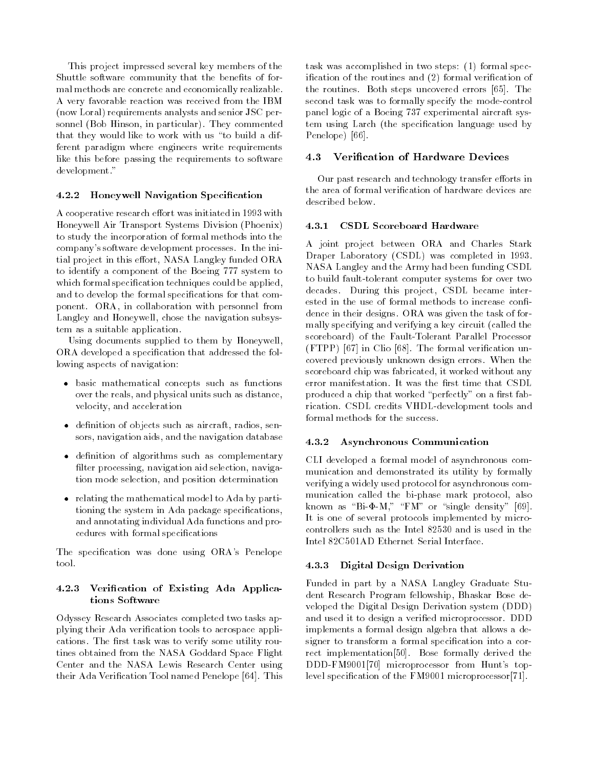This project impressed several key members of the Shuttle software community that the benefits of formal methods are concrete and economically realizable. A very favorable reaction was received from the IBM (now Loral) requirements analysts and senior JSC personnel (Bob Hinson, in particular). They commented that they would like to work with us "to build a different paradigm where engineers write requirements like this before passing the requirements to software development."

#### 4.2.2 Honeywell Navigation Specification

A cooperative research effort was initiated in 1993 with Honeywell Air Transport Systems Division (Phoenix) to study the incorporation of formal methods into the company's software development processes. In the initial project in this effort, NASA Langley funded ORA to identify a component of the Boeing 777 system to which formal specification techniques could be applied, and to develop the formal specifications for that component. ORA, in collaboration with personnel from Langley and Honeywell, chose the navigation subsystem as a suitable application.

Using documents supplied to them by Honeywell, ORA developed a specification that addressed the following aspects of navigation:

- basic mathematical concepts such as functions over the reals, and physical units such as distance, velocity, and acceleration
- definition of objects such as aircraft, radios, sensors, navigation aids, and the navigation database
- definition of algorithms such as complementary filter processing, navigation aid selection, navigation mode selection, and position determination
- relating the mathematical model to Ada by partitioning the system in Ada package specifications, and annotating individual Ada functions and procedures with formal specifications

The specification was done using ORA's Penelope tool.

#### 4.2.3 Verification of Existing Ada Applications Software

Odyssey Research Associates completed two tasks applying their Ada verification tools to aerospace applications. The first task was to verify some utility routines obtained from the NASA Goddard Space Flight Center and the NASA Lewis Research Center using their Ada Verification Tool named Penelope [64]. This task was accomplished in two steps: (1) formal specification of the routines and (2) formal verification of the routines. Both steps uncovered errors [65]. The second task was to formally specify the mode-control panel logic of a Boeing 737 experimental aircraft system using Larch (the specification language used by Penelope) [66].

### 4.3 Verification of Hardware Devices

Our past research and technology transfer efforts in the area of formal verification of hardware devices are described below.

#### 4.3.1 CSDL Scoreboard Hardware

A joint project between ORA and Charles Stark Draper Laboratory (CSDL) was completed in 1993. NASA Langley and the Army had been funding CSDL to build fault-tolerant computer systems for over two decades. During this project, CSDL became interested in the use of formal methods to increase confidence in their designs. ORA was given the task of formally specifying and verifying a key circuit (called the scoreboard) of the Fault-Tolerant Parallel Processor (FTPP) [67] in Clio [68]. The formal verification uncovered previously unknown design errors. When the scoreboard chip was fabricated, it worked without any error manifestation. It was the first time that CSDL produced a chip that worked "perfectly" on a first fabrication. CSDL credits VHDL-development tools and formal methods for the success.

#### 4.3.2 Asynchronous Communication

CLI developed a formal model of asynchronous communication and demonstrated its utility by formally verifying a widely used protocol for asynchronous communication called the bi-phase mark protocol, also known as "Bi-$\Phi$-M," "FM" or "single density" [69]. It is one of several protocols implemented by microcontrollers such as the Intel 82530 and is used in the Intel 82C501AD Ethernet Serial Interface.

#### 4.3.3 Digital Design Derivation

Funded in part by a NASA Langley Graduate Student Research Program fellowship, Bhaskar Bose developed the Digital Design Derivation system (DDD) and used it to design a verified microprocessor. DDD implements a formal design algebra that allows a designer to transform a formal specification into a correct implementation[50]. Bose formally derived the DDD-FM9001[70] microprocessor from Hunt's top-level specification of the FM9001 microprocessor[71].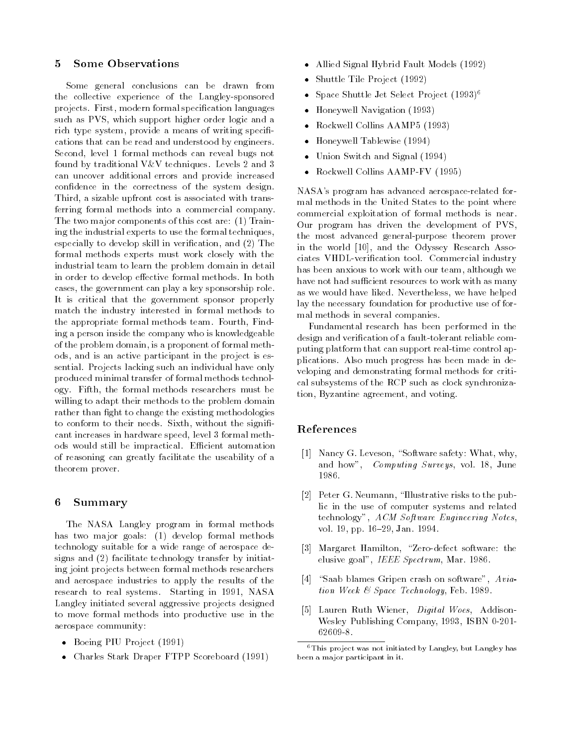## 5 Some Observations

Some general conclusions can be drawn from the collective experience of the Langley-sponsored projects. First, modern formal specification languages such as PVS, which support higher order logic and a rich type system, provide a means of writing specifications that can be read and understood by engineers. Second, level 1 formal methods can reveal bugs not found by traditional V&V techniques. Levels 2 and 3 can uncover additional errors and provide increased confidence in the correctness of the system design. Third, a sizable upfront cost is associated with transferring formal methods into a commercial company. The two major components of this cost are: (1) Training the industrial experts to use the formal techniques, especially to develop skill in verification, and (2) The formal methods experts must work closely with the industrial team to learn the problem domain in detail in order to develop effective formal methods. In both cases, the government can play a key sponsorship role. It is critical that the government sponsor properly match the industry interested in formal methods to the appropriate formal methods team. Fourth, Finding a person inside the company who is knowledgeable of the problem domain, is a proponent of formal methods, and is an active participant in the project is essential. Projects lacking such an individual have only produced minimal transfer of formal methods technology. Fifth, the formal methods researchers must be willing to adapt their methods to the problem domain rather than fight to change the existing methodologies to conform to their needs. Sixth, without the significant increases in hardware speed, level 3 formal methods would still be impractical. Efficient automation of reasoning can greatly facilitate the useability of a theorem prover.

## 6 Summary

The NASA Langley program in formal methods has two major goals: (1) develop formal methods technology suitable for a wide range of aerospace designs and (2) facilitate technology transfer by initiating joint projects between formal methods researchers and aerospace industries to apply the results of the research to real systems. Starting in 1991, NASA Langley initiated several aggressive projects designed to move formal methods into productive use in the aerospace community:

- Boeing PIU Project (1991)
- Charles Stark Draper FTPP Scoreboard (1991)
- Allied Signal Hybrid Fault Models (1992)
- Shuttle Tile Project (1992)
- Space Shuttle Jet Select Project (1993)[6]
- Honeywell Navigation (1993)
- Rockwell Collins AAMP5 (1993)
- Honeywell Tablewise (1994)
- Union Switch and Signal (1994)
- Rockwell Collins AAMP-FV (1995)

NASA's program has advanced aerospace-related formal methods in the United States to the point where commercial exploitation of formal methods is near. Our program has driven the development of PVS, the most advanced general-purpose theorem prover in the world [10], and the Odyssey Research Associates VHDL-verification tool. Commercial industry has been anxious to work with our team, although we have not had sufficient resources to work with as many as we would have liked. Nevertheless, we have helped lay the necessary foundation for productive use of formal methods in several companies.

Fundamental research has been performed in the design and verification of a fault-tolerant reliable computing platform that can support real-time control applications. Also much progress has been made in developing and demonstrating formal methods for critical subsystems of the RCP such as clock synchronization, Byzantine agreement, and voting.

## References

[1] Nancy G. Leveson, "Software safety: What, why, and how", *Computing Surveys*, vol. 18, June 1986.

[2] Peter G. Neumann, "Illustrative risks to the public in the use of computer systems and related technology", *ACM Software Engineering Notes*, vol. 19, pp. 16–29, Jan. 1994.

[3] Margaret Hamilton, "Zero-defect software: the elusive goal", *IEEE Spectrum*, Mar. 1986.

[4] "Saab blames Gripen crash on software", *Aviation Week & Space Technology*, Feb. 1989.

[5] Lauren Ruth Wiener, *Digital Woes*, Addison-Wesley Publishing Company, 1993, ISBN 0-201-62609-8.

---

[6] This project was not initiated by Langley, but Langley has been a major participant in it.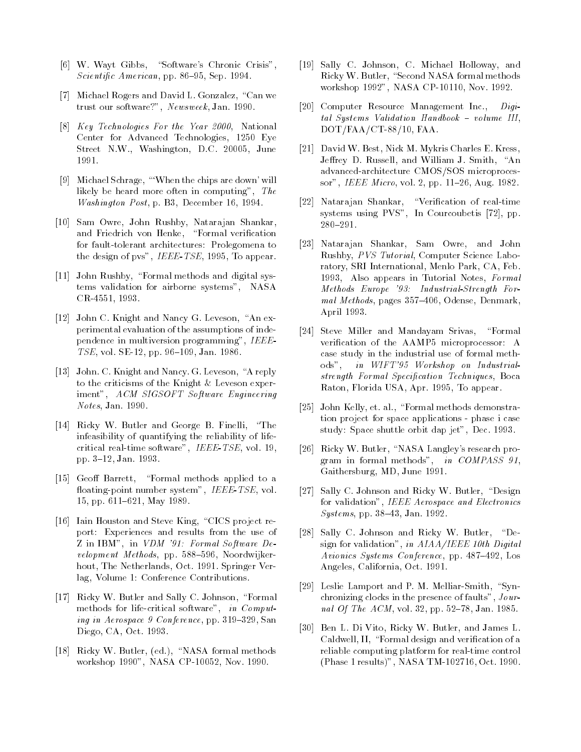[6] W. Wayt Gibbs, "Software's Chronic Crisis", *Scientific American*, pp. 86–95, Sep. 1994.

[7] Michael Rogers and David L. Gonzalez, "Can we trust our software?", *Newsweek*, Jan. 1990.

[8] *Key Technologies For the Year 2000*, National Center for Advanced Technologies, 1250 Eye Street N.W., Washington, D.C. 20005, June 1991.

[9] Michael Schrage, "'When the chips are down' will likely be heard more often in computing", *The Washington Post*, p. B3, December 16, 1994.

[10] Sam Owre, John Rushby, Natarajan Shankar, and Friedrich von Henke, "Formal verification for fault-tolerant architectures: Prolegomena to the design of pvs", *IEEE-TSE*, 1995, To appear.

[11] John Rushby, "Formal methods and digital systems validation for airborne systems", NASA CR-4551, 1993.

[12] John C. Knight and Nancy G. Leveson, "An experimental evaluation of the assumptions of independence in multiversion programming", *IEEE-TSE*, vol. SE-12, pp. 96–109, Jan. 1986.

[13] John. C. Knight and Nancy. G. Leveson, "A reply to the criticisms of the Knight & Leveson experiment", *ACM SIGSOFT Software Engineering Notes*, Jan. 1990.

[14] Ricky W. Butler and George B. Finelli, "The infeasibility of quantifying the reliability of life-critical real-time software", *IEEE-TSE*, vol. 19, pp. 3–12, Jan. 1993.

[15] Geoff Barrett, "Formal methods applied to a floating-point number system", *IEEE-TSE*, vol. 15, pp. 611–621, May 1989.

[16] Iain Houston and Steve King, "CICS project report: Experiences and results from the use of Z in IBM", in *VDM '91: Formal Software Development Methods*, pp. 588–596, Noordwijkerhout, The Netherlands, Oct. 1991. Springer Verlag, Volume 1: Conference Contributions.

[17] Ricky W. Butler and Sally C. Johnson, "Formal methods for life-critical software", *in Computing in Aerospace 9 Conference*, pp. 319–329, San Diego, CA, Oct. 1993.

[18] Ricky W. Butler, (ed.), "NASA formal methods workshop 1990", NASA CP-10052, Nov. 1990.

[19] Sally C. Johnson, C. Michael Holloway, and Ricky W. Butler, "Second NASA formal methods workshop 1992", NASA CP-10110, Nov. 1992.

[20] Computer Resource Management Inc., *Digital Systems Validation Handbook – volume III*, DOT/FAA/CT-88/10, FAA.

[21] David W. Best, Nick M. Mykris Charles E. Kress, Jeffrey D. Russell, and William J. Smith, "An advanced-architecture CMOS/SOS microprocessor", *IEEE Micro*, vol. 2, pp. 11–26, Aug. 1982.

[22] Natarajan Shankar, "Verification of real-time systems using PVS", In Courcoubetis [72], pp. 280–291.

[23] Natarajan Shankar, Sam Owre, and John Rushby, *PVS Tutorial*, Computer Science Laboratory, SRI International, Menlo Park, CA, Feb. 1993, Also appears in Tutorial Notes, *Formal Methods Europe '93: Industrial-Strength Formal Methods*, pages 357–406, Odense, Denmark, April 1993.

[24] Steve Miller and Mandayam Srivas, "Formal verification of the AAMP5 microprocessor: A case study in the industrial use of formal methods", *in WIFT'95 Workshop on Industrial-strength Formal Specification Techniques*, Boca Raton, Florida USA, Apr. 1995, To appear.

[25] John Kelly, et. al., "Formal methods demonstration project for space applications - phase i case study: Space shuttle orbit dap jet", Dec. 1993.

[26] Ricky W. Butler, "NASA Langley's research program in formal methods", *in COMPASS 91*, Gaithersburg, MD, June 1991.

[27] Sally C. Johnson and Ricky W. Butler, "Design for validation", *IEEE Aerospace and Electronics Systems*, pp. 38–43, Jan. 1992.

[28] Sally C. Johnson and Ricky W. Butler, "Design for validation", *in AIAA/IEEE 10th Digital Avionics Systems Conference*, pp. 487–492, Los Angeles, California, Oct. 1991.

[29] Leslie Lamport and P. M. Melliar-Smith, "Synchronizing clocks in the presence of faults", *Journal Of The ACM*, vol. 32, pp. 52–78, Jan. 1985.

[30] Ben L. Di Vito, Ricky W. Butler, and James L. Caldwell, II, "Formal design and verification of a reliable computing platform for real-time control (Phase 1 results)", NASA TM-102716, Oct. 1990.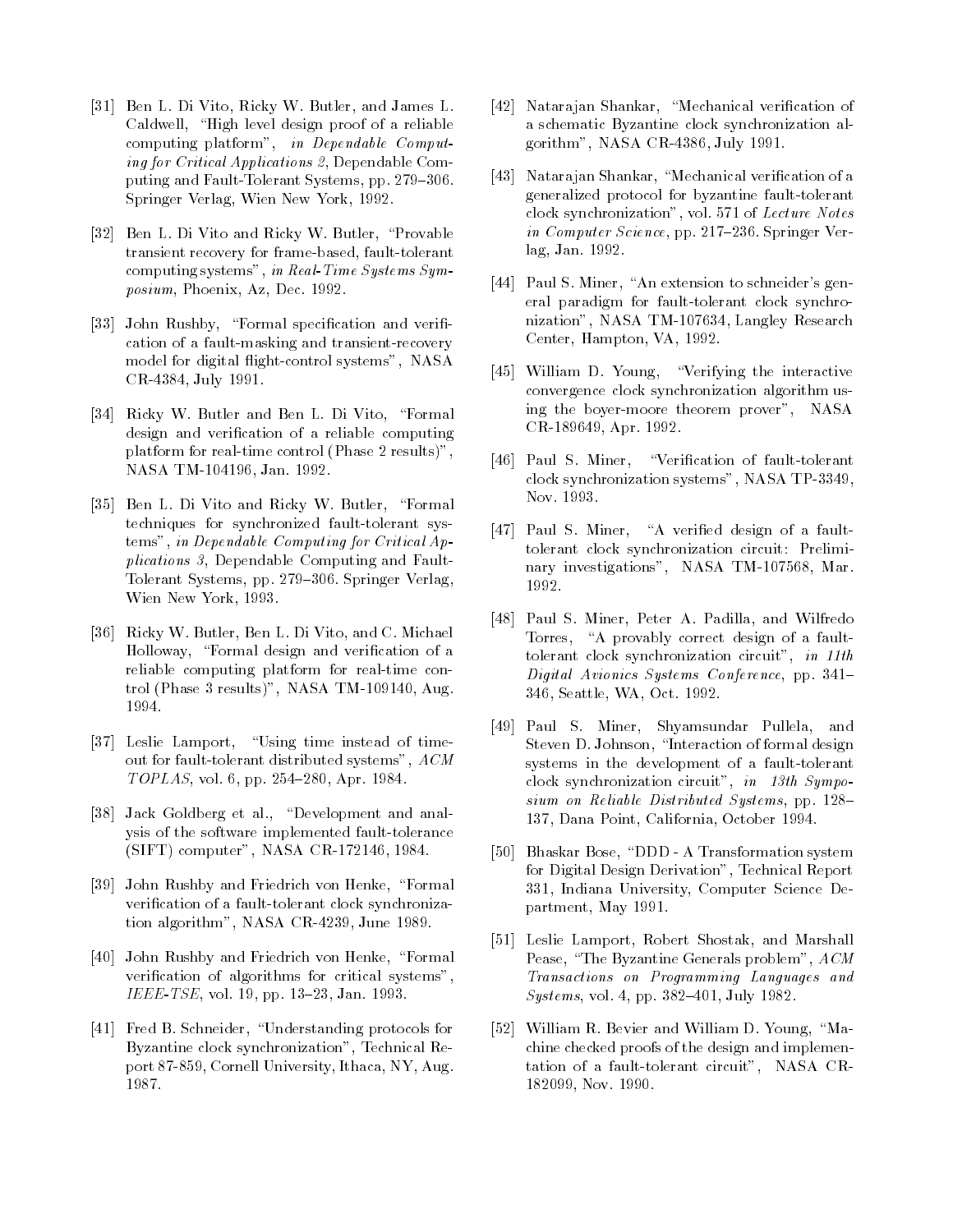[31] Ben L. Di Vito, Ricky W. Butler, and James L. Caldwell, "High level design proof of a reliable computing platform", *in Dependable Computing for Critical Applications 2*, Dependable Computing and Fault-Tolerant Systems, pp. 279–306. Springer Verlag, Wien New York, 1992.

[32] Ben L. Di Vito and Ricky W. Butler, "Provable transient recovery for frame-based, fault-tolerant computing systems", *in Real-Time Systems Symposium*, Phoenix, Az, Dec. 1992.

[33] John Rushby, "Formal specification and verification of a fault-masking and transient-recovery model for digital flight-control systems", NASA CR-4384, July 1991.

[34] Ricky W. Butler and Ben L. Di Vito, "Formal design and verification of a reliable computing platform for real-time control (Phase 2 results)", NASA TM-104196, Jan. 1992.

[35] Ben L. Di Vito and Ricky W. Butler, "Formal techniques for synchronized fault-tolerant systems", *in Dependable Computing for Critical Applications 3*, Dependable Computing and Fault-Tolerant Systems, pp. 279–306. Springer Verlag, Wien New York, 1993.

[36] Ricky W. Butler, Ben L. Di Vito, and C. Michael Holloway, "Formal design and verification of a reliable computing platform for real-time control (Phase 3 results)", NASA TM-109140, Aug. 1994.

[37] Leslie Lamport, "Using time instead of timeout for fault-tolerant distributed systems", *ACM TOPLAS*, vol. 6, pp. 254–280, Apr. 1984.

[38] Jack Goldberg et al., "Development and analysis of the software implemented fault-tolerance (SIFT) computer", NASA CR-172146, 1984.

[39] John Rushby and Friedrich von Henke, "Formal verification of a fault-tolerant clock synchronization algorithm", NASA CR-4239, June 1989.

[40] John Rushby and Friedrich von Henke, "Formal verification of algorithms for critical systems", *IEEE-TSE*, vol. 19, pp. 13–23, Jan. 1993.

[41] Fred B. Schneider, "Understanding protocols for Byzantine clock synchronization", Technical Report 87-859, Cornell University, Ithaca, NY, Aug. 1987.

[42] Natarajan Shankar, "Mechanical verification of a schematic Byzantine clock synchronization algorithm", NASA CR-4386, July 1991.

[43] Natarajan Shankar, "Mechanical verification of a generalized protocol for byzantine fault-tolerant clock synchronization", vol. 571 of *Lecture Notes in Computer Science*, pp. 217–236. Springer Verlag, Jan. 1992.

[44] Paul S. Miner, "An extension to schneider's general paradigm for fault-tolerant clock synchronization", NASA TM-107634, Langley Research Center, Hampton, VA, 1992.

[45] William D. Young, "Verifying the interactive convergence clock synchronization algorithm using the boyer-moore theorem prover", NASA CR-189649, Apr. 1992.

[46] Paul S. Miner, "Verification of fault-tolerant clock synchronization systems", NASA TP-3349, Nov. 1993.

[47] Paul S. Miner, "A verified design of a fault-tolerant clock synchronization circuit: Preliminary investigations", NASA TM-107568, Mar. 1992.

[48] Paul S. Miner, Peter A. Padilla, and Wilfredo Torres, "A provably correct design of a fault-tolerant clock synchronization circuit", *in 11th Digital Avionics Systems Conference*, pp. 341–346, Seattle, WA, Oct. 1992.

[49] Paul S. Miner, Shyamsundar Pullela, and Steven D. Johnson, "Interaction of formal design systems in the development of a fault-tolerant clock synchronization circuit", *in 13th Symposium on Reliable Distributed Systems*, pp. 128–137, Dana Point, California, October 1994.

[50] Bhaskar Bose, "DDD - A Transformation system for Digital Design Derivation", Technical Report 331, Indiana University, Computer Science Department, May 1991.

[51] Leslie Lamport, Robert Shostak, and Marshall Pease, "The Byzantine Generals problem", *ACM Transactions on Programming Languages and Systems*, vol. 4, pp. 382–401, July 1982.

[52] William R. Bevier and William D. Young, "Machine checked proofs of the design and implementation of a fault-tolerant circuit", NASA CR-182099, Nov. 1990.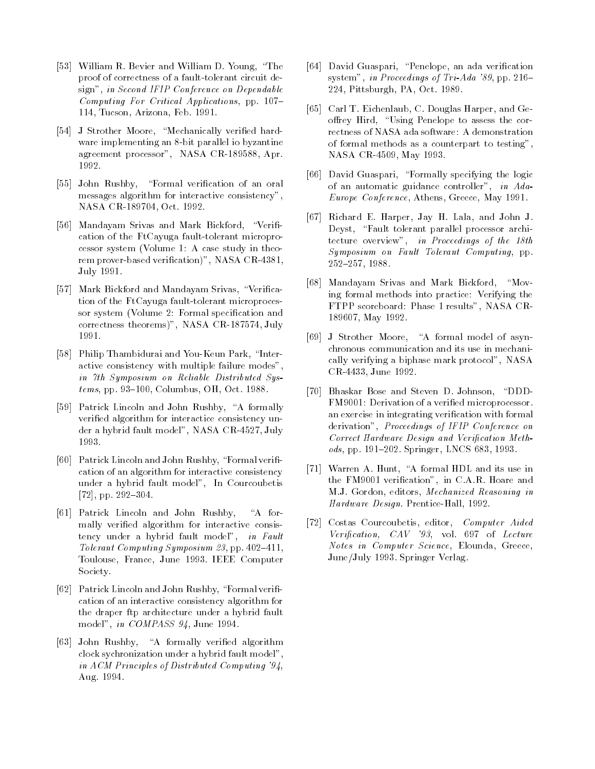[53] William R. Bevier and William D. Young, "The proof of correctness of a fault-tolerant circuit design", *in Second IFIP Conference on Dependable Computing For Critical Applications*, pp. 107–114, Tucson, Arizona, Feb. 1991.

[54] J Strother Moore, "Mechanically verified hardware implementing an 8-bit parallel io byzantine agreement processor", NASA CR-189588, Apr. 1992.

[55] John Rushby, "Formal verification of an oral messages algorithm for interactive consistency", NASA CR-189704, Oct. 1992.

[56] Mandayam Srivas and Mark Bickford, "Verification of the FtCayuga fault-tolerant microprocessor system (Volume 1: A case study in theorem prover-based verification)", NASA CR-4381, July 1991.

[57] Mark Bickford and Mandayam Srivas, "Verification of the FtCayuga fault-tolerant microprocessor system (Volume 2: Formal specification and correctness theorems)", NASA CR-187574, July 1991.

[58] Philip Thambidurai and You-Keun Park, "Interactive consistency with multiple failure modes", *in 7th Symposium on Reliable Distributed Systems*, pp. 93–100, Columbus, OH, Oct. 1988.

[59] Patrick Lincoln and John Rushby, "A formally verified algorithm for interactice consistency under a hybrid fault model", NASA CR-4527, July 1993.

[60] Patrick Lincoln and John Rushby, "Formal verification of an algorithm for interactive consistency under a hybrid fault model", In Courcoubetis [72], pp. 292–304.

[61] Patrick Lincoln and John Rushby, "A formally verified algorithm for interactive consistency under a hybrid fault model", *in Fault Tolerant Computing Symposium 23*, pp. 402–411, Toulouse, France, June 1993. IEEE Computer Society.

[62] Patrick Lincoln and John Rushby, "Formal verification of an interactive consistency algorithm for the draper ftp architecture under a hybrid fault model", *in COMPASS 94*, June 1994.

[63] John Rushby, "A formally verified algorithm clock sychronization under a hybrid fault model", *in ACM Principles of Distributed Computing '94*, Aug. 1994.

[64] David Guaspari, "Penelope, an ada verification system", *in Proceedings of Tri-Ada '89*, pp. 216–224, Pittsburgh, PA, Oct. 1989.

[65] Carl T. Eichenlaub, C. Douglas Harper, and Geoffrey Hird, "Using Penelope to assess the correctness of NASA ada software: A demonstration of formal methods as a counterpart to testing", NASA CR-4509, May 1993.

[66] David Guaspari, "Formally specifying the logic of an automatic guidance controller", *in Ada-Europe Conference*, Athens, Greece, May 1991.

[67] Richard E. Harper, Jay H. Lala, and John J. Deyst, "Fault tolerant parallel processor architecture overview", *in Proceedings of the 18th Symposium on Fault Tolerant Computing*, pp. 252–257, 1988.

[68] Mandayam Srivas and Mark Bickford, "Moving formal methods into practice: Verifying the FTPP scoreboard: Phase 1 results", NASA CR-189607, May 1992.

[69] J Strother Moore, "A formal model of asynchronous communication and its use in mechanically verifying a biphase mark protocol", NASA CR-4433, June 1992.

[70] Bhaskar Bose and Steven D. Johnson, "DDD-FM9001: Derivation of a verified microprocessor. an exercise in integrating verification with formal derivation", *Proceedings of IFIP Conference on Correct Hardware Design and Verification Methods*, pp. 191–202. Springer, LNCS 683, 1993.

[71] Warren A. Hunt, "A formal HDL and its use in the FM9001 verification", in C.A.R. Hoare and M.J. Gordon, editors, *Mechanized Reasoning in Hardware Design*. Prentice-Hall, 1992.

[72] Costas Courcoubetis, editor, *Computer Aided Verification, CAV '93*, vol. 697 of *Lecture Notes in Computer Science*, Elounda, Greece, June/July 1993. Springer Verlag.